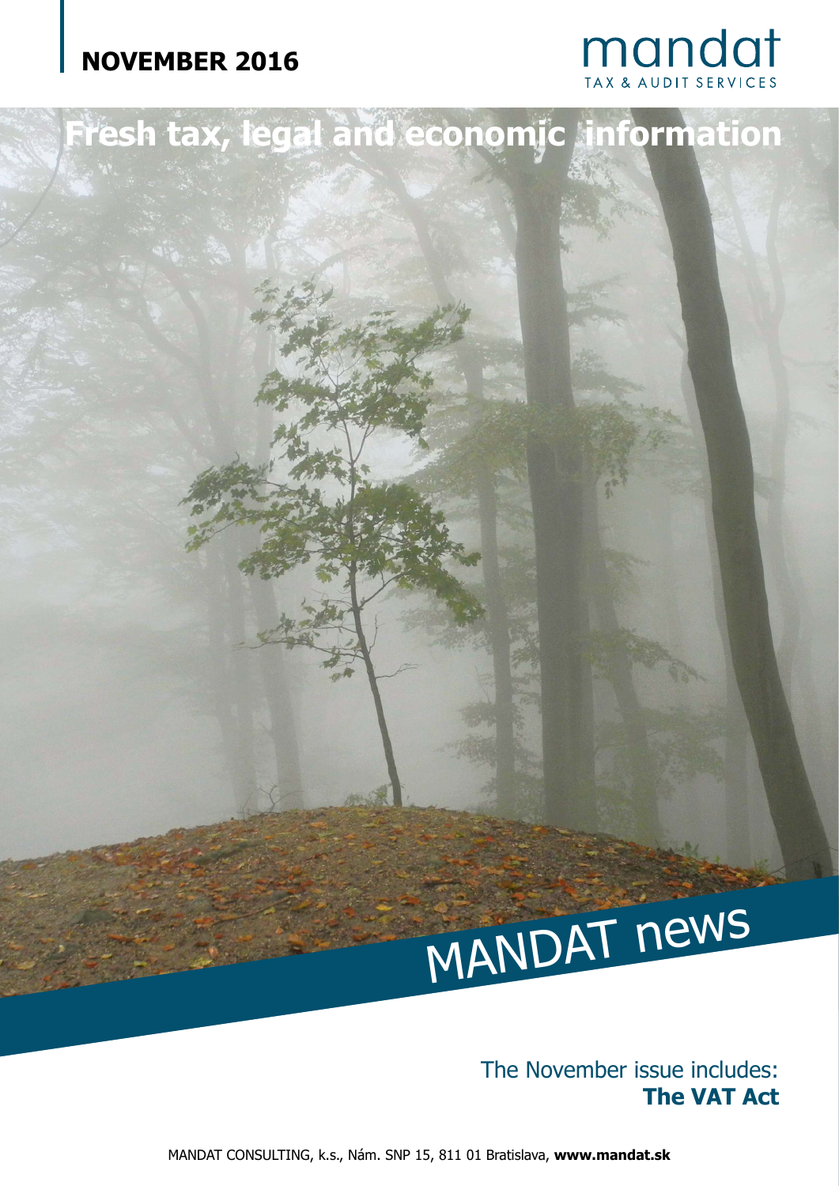**NOVEMBER 2016**

mandat
TAX & AUDIT SERVICES

# Fresh tax, legal and economic information

# MANDAT news

The November issue includes:
**The VAT Act**

MANDAT CONSULTING, k.s., Nám. SNP 15, 811 01 Bratislava, **www.mandat.sk**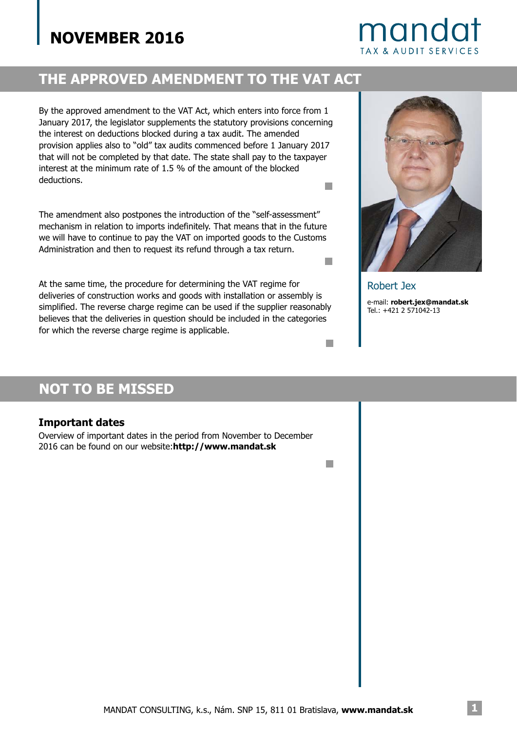# NOVEMBER 2016

## THE APPROVED AMENDMENT TO THE VAT ACT

By the approved amendment to the VAT Act, which enters into force from 1 January 2017, the legislator supplements the statutory provisions concerning the interest on deductions blocked during a tax audit. The amended provision applies also to "old" tax audits commenced before 1 January 2017 that will not be completed by that date. The state shall pay to the taxpayer interest at the minimum rate of 1.5 % of the amount of the blocked deductions.

The amendment also postpones the introduction of the "self-assessment" mechanism in relation to imports indefinitely. That means that in the future we will have to continue to pay the VAT on imported goods to the Customs Administration and then to request its refund through a tax return.

At the same time, the procedure for determining the VAT regime for deliveries of construction works and goods with installation or assembly is simplified. The reverse charge regime can be used if the supplier reasonably believes that the deliveries in question should be included in the categories for which the reverse charge regime is applicable.

Robert Jex

e-mail: **robert.jex@mandat.sk**
Tel.: +421 2 571042-13

## NOT TO BE MISSED

### Important dates

Overview of important dates in the period from November to December 2016 can be found on our website:**http://www.mandat.sk**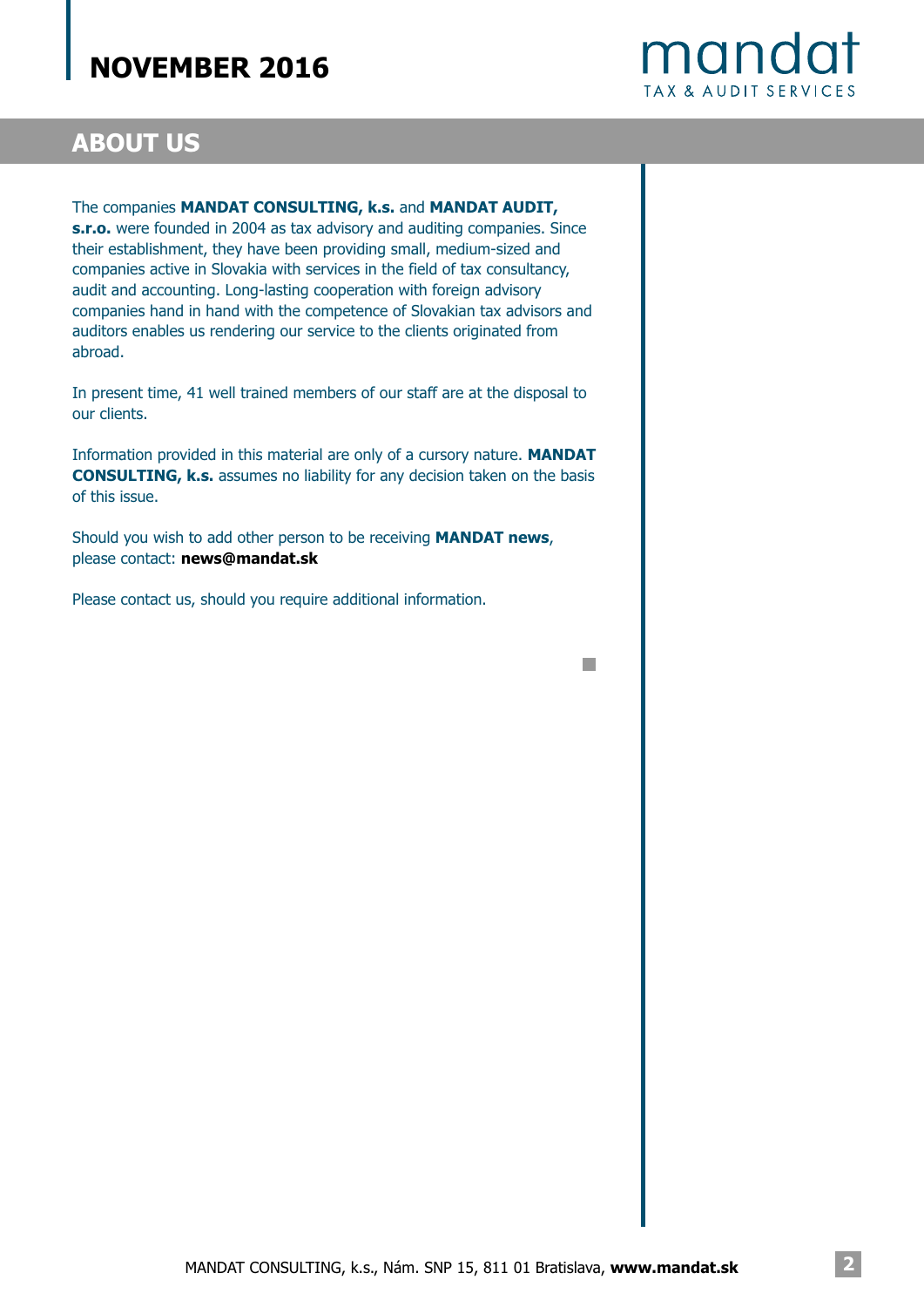## ABOUT US

The companies **MANDAT CONSULTING, k.s.** and **MANDAT AUDIT, s.r.o.** were founded in 2004 as tax advisory and auditing companies. Since their establishment, they have been providing small, medium-sized and companies active in Slovakia with services in the field of tax consultancy, audit and accounting. Long-lasting cooperation with foreign advisory companies hand in hand with the competence of Slovakian tax advisors and auditors enables us rendering our service to the clients originated from abroad.

In present time, 41 well trained members of our staff are at the disposal to our clients.

Information provided in this material are only of a cursory nature. **MANDAT CONSULTING, k.s.** assumes no liability for any decision taken on the basis of this issue.

Should you wish to add other person to be receiving **MANDAT news**, please contact: **news@mandat.sk**

Please contact us, should you require additional information.